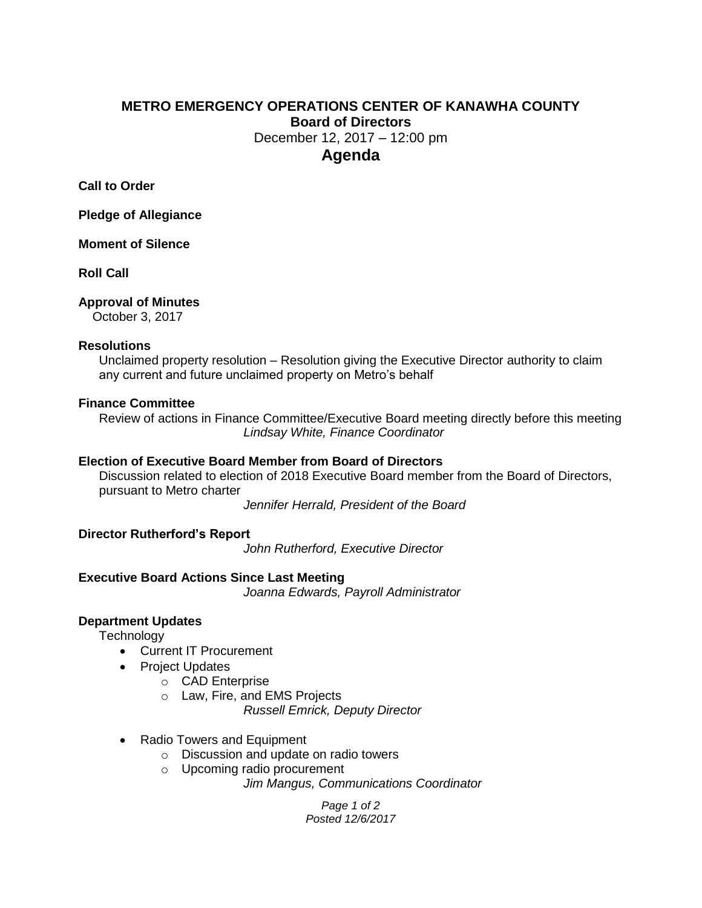# METRO EMERGENCY OPERATIONS CENTER OF KANAWHA COUNTY

## Board of Directors

December 12, 2017 – 12:00 pm

## Agenda

**Call to Order**

**Pledge of Allegiance**

**Moment of Silence**

**Roll Call**

**Approval of Minutes**

October 3, 2017

**Resolutions**

Unclaimed property resolution – Resolution giving the Executive Director authority to claim any current and future unclaimed property on Metro's behalf

**Finance Committee**

Review of actions in Finance Committee/Executive Board meeting directly before this meeting

*Lindsay White, Finance Coordinator*

**Election of Executive Board Member from Board of Directors**

Discussion related to election of 2018 Executive Board member from the Board of Directors, pursuant to Metro charter

*Jennifer Herrald, President of the Board*

**Director Rutherford's Report**

*John Rutherford, Executive Director*

**Executive Board Actions Since Last Meeting**

*Joanna Edwards, Payroll Administrator*

**Department Updates**

Technology

- Current IT Procurement
- Project Updates
  - CAD Enterprise
  - Law, Fire, and EMS Projects

*Russell Emrick, Deputy Director*

- Radio Towers and Equipment
  - Discussion and update on radio towers
  - Upcoming radio procurement

*Jim Mangus, Communications Coordinator*

*Posted 12/6/2017*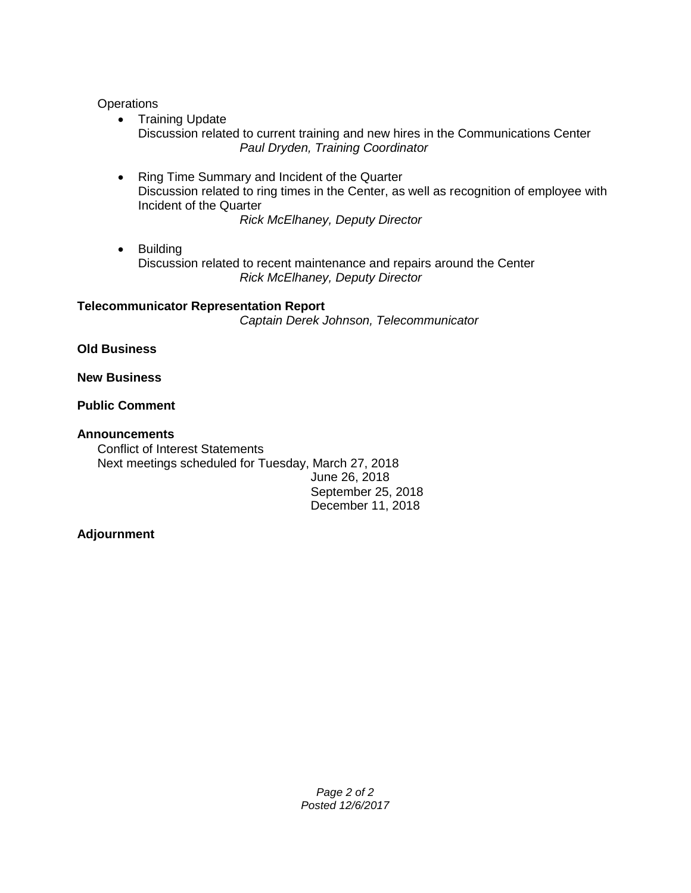Operations

- Training Update
  Discussion related to current training and new hires in the Communications Center
  *Paul Dryden, Training Coordinator*

- Ring Time Summary and Incident of the Quarter
  Discussion related to ring times in the Center, as well as recognition of employee with Incident of the Quarter
  *Rick McElhaney, Deputy Director*

- Building
  Discussion related to recent maintenance and repairs around the Center
  *Rick McElhaney, Deputy Director*

**Telecommunicator Representation Report**

*Captain Derek Johnson, Telecommunicator*

**Old Business**

**New Business**

**Public Comment**

**Announcements**

Conflict of Interest Statements

Next meetings scheduled for Tuesday, March 27, 2018
June 26, 2018
September 25, 2018
December 11, 2018

**Adjournment**

*Posted 12/6/2017*